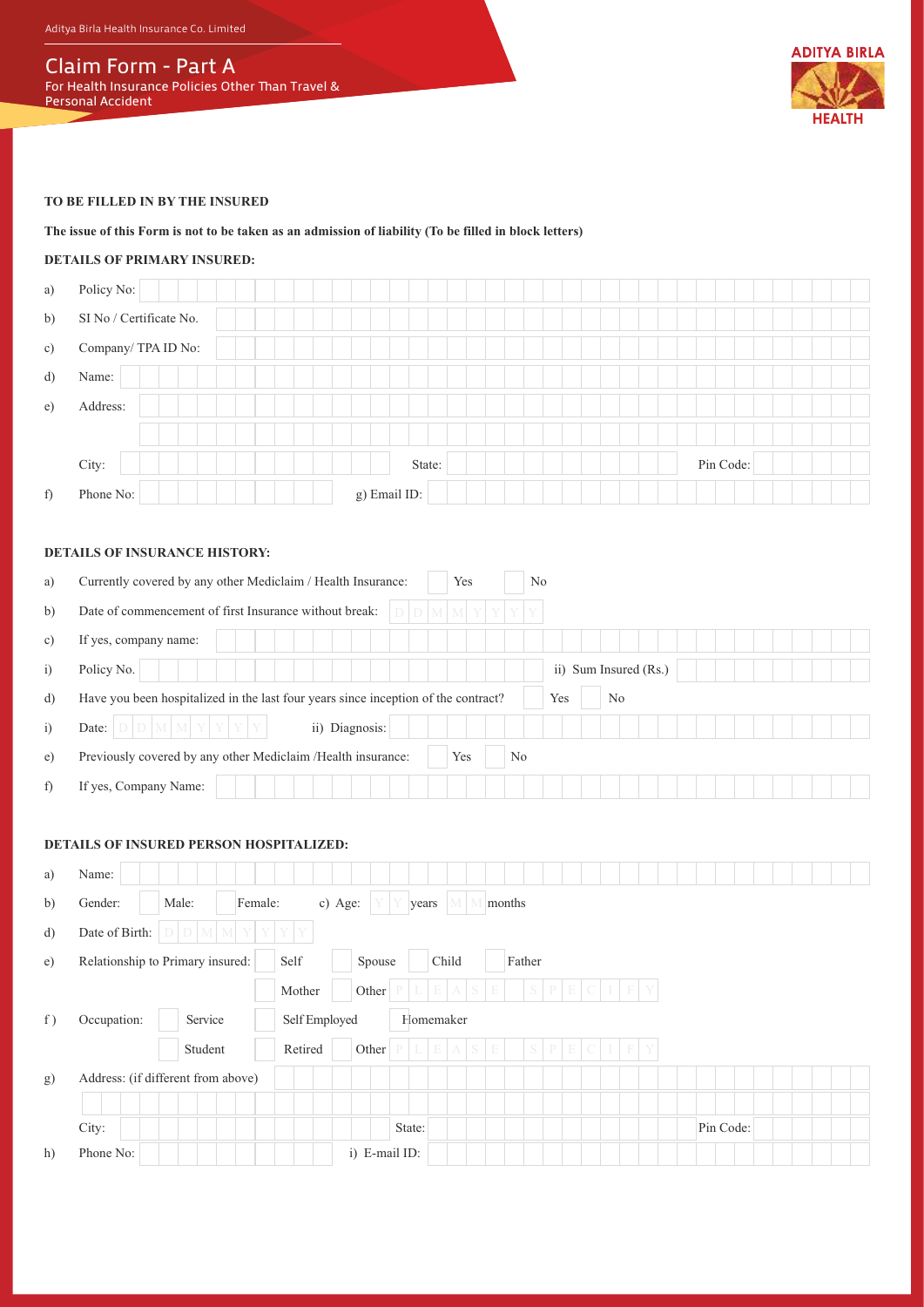Aditya Birla Health Insurance Co. Limited

# Claim Form - Part A

For Health Insurance Policies Other Than Travel & Personal Accident

ADITYA BIRLA HEALTH

**TO BE FILLED IN BY THE INSURED**

**The issue of this Form is not to be taken as an admission of liability (To be filled in block letters)**

**DETAILS OF PRIMARY INSURED:**

a) Policy No:

b) SI No / Certificate No.

c) Company/ TPA ID No:

d) Name:

e) Address:

City: State: Pin Code:

f) Phone No: g) Email ID:

**DETAILS OF INSURANCE HISTORY:**

a) Currently covered by any other Mediclaim / Health Insurance: Yes No

b) Date of commencement of first Insurance without break: D D M M Y Y Y Y

c) If yes, company name:

i) Policy No. ii) Sum Insured (Rs.)

d) Have you been hospitalized in the last four years since inception of the contract? Yes No

i) Date: D D M M Y Y Y Y ii) Diagnosis:

e) Previously covered by any other Mediclaim /Health insurance: Yes No

f) If yes, Company Name:

**DETAILS OF INSURED PERSON HOSPITALIZED:**

a) Name:

b) Gender: Male: Female: c) Age: Y Y years M M months

d) Date of Birth: D D M M Y Y Y Y

e) Relationship to Primary insured: Self Spouse Child Father Mother Other PLEASE SPECIFY

f) Occupation: Service Self Employed Homemaker Student Retired Other PLEASE SPECIFY

g) Address: (if different from above)

City: State: Pin Code:

h) Phone No: i) E-mail ID: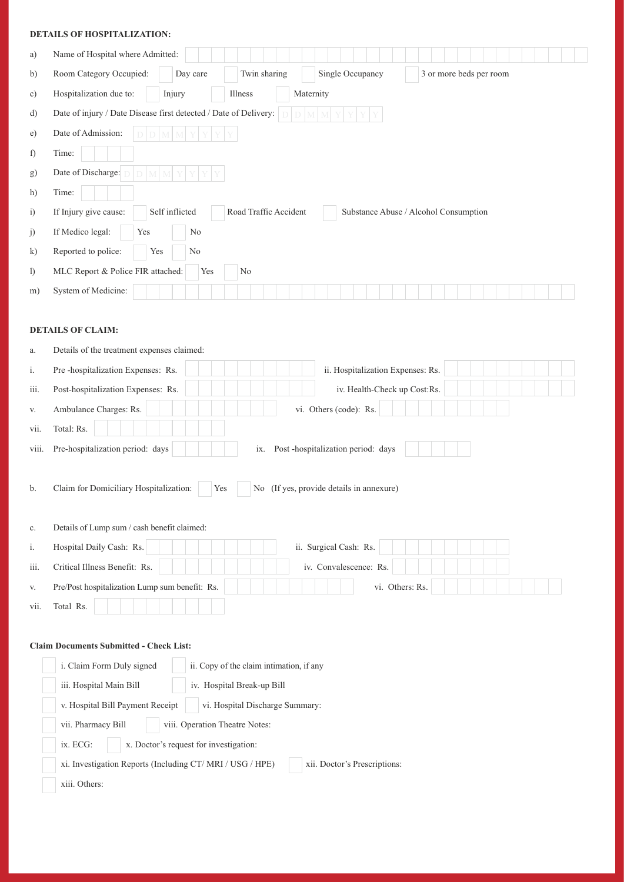**DETAILS OF HOSPITALIZATION:**

a) Name of Hospital where Admitted:

b) Room Category Occupied: ☐ Day care ☐ Twin sharing ☐ Single Occupancy ☐ 3 or more beds per room

c) Hospitalization due to: ☐ Injury ☐ Illness ☐ Maternity

d) Date of injury / Date Disease first detected / Date of Delivery: D D M M Y Y Y Y

e) Date of Admission: D D M M Y Y Y Y

f) Time:

g) Date of Discharge: D D M M Y Y Y Y

h) Time:

i) If Injury give cause: ☐ Self inflicted ☐ Road Traffic Accident ☐ Substance Abuse / Alcohol Consumption

j) If Medico legal: ☐ Yes ☐ No

k) Reported to police: ☐ Yes ☐ No

l) MLC Report & Police FIR attached: ☐ Yes ☐ No

m) System of Medicine:

**DETAILS OF CLAIM:**

a. Details of the treatment expenses claimed:

i. Pre -hospitalization Expenses: Rs. ii. Hospitalization Expenses: Rs.

iii. Post-hospitalization Expenses: Rs. iv. Health-Check up Cost:Rs.

v. Ambulance Charges: Rs. vi. Others (code): Rs.

vii. Total: Rs.

viii. Pre-hospitalization period: days ix. Post -hospitalization period: days

b. Claim for Domiciliary Hospitalization: ☐ Yes ☐ No (If yes, provide details in annexure)

c. Details of Lump sum / cash benefit claimed:

i. Hospital Daily Cash: Rs. ii. Surgical Cash: Rs.

iii. Critical Illness Benefit: Rs. iv. Convalescence: Rs.

v. Pre/Post hospitalization Lump sum benefit: Rs. vi. Others: Rs.

vii. Total Rs.

**Claim Documents Submitted - Check List:**

☐ i. Claim Form Duly signed ☐ ii. Copy of the claim intimation, if any

☐ iii. Hospital Main Bill ☐ iv. Hospital Break-up Bill

☐ v. Hospital Bill Payment Receipt ☐ vi. Hospital Discharge Summary:

☐ vii. Pharmacy Bill ☐ viii. Operation Theatre Notes:

☐ ix. ECG: ☐ x. Doctor's request for investigation:

☐ xi. Investigation Reports (Including CT/ MRI / USG / HPE) ☐ xii. Doctor's Prescriptions:

☐ xiii. Others: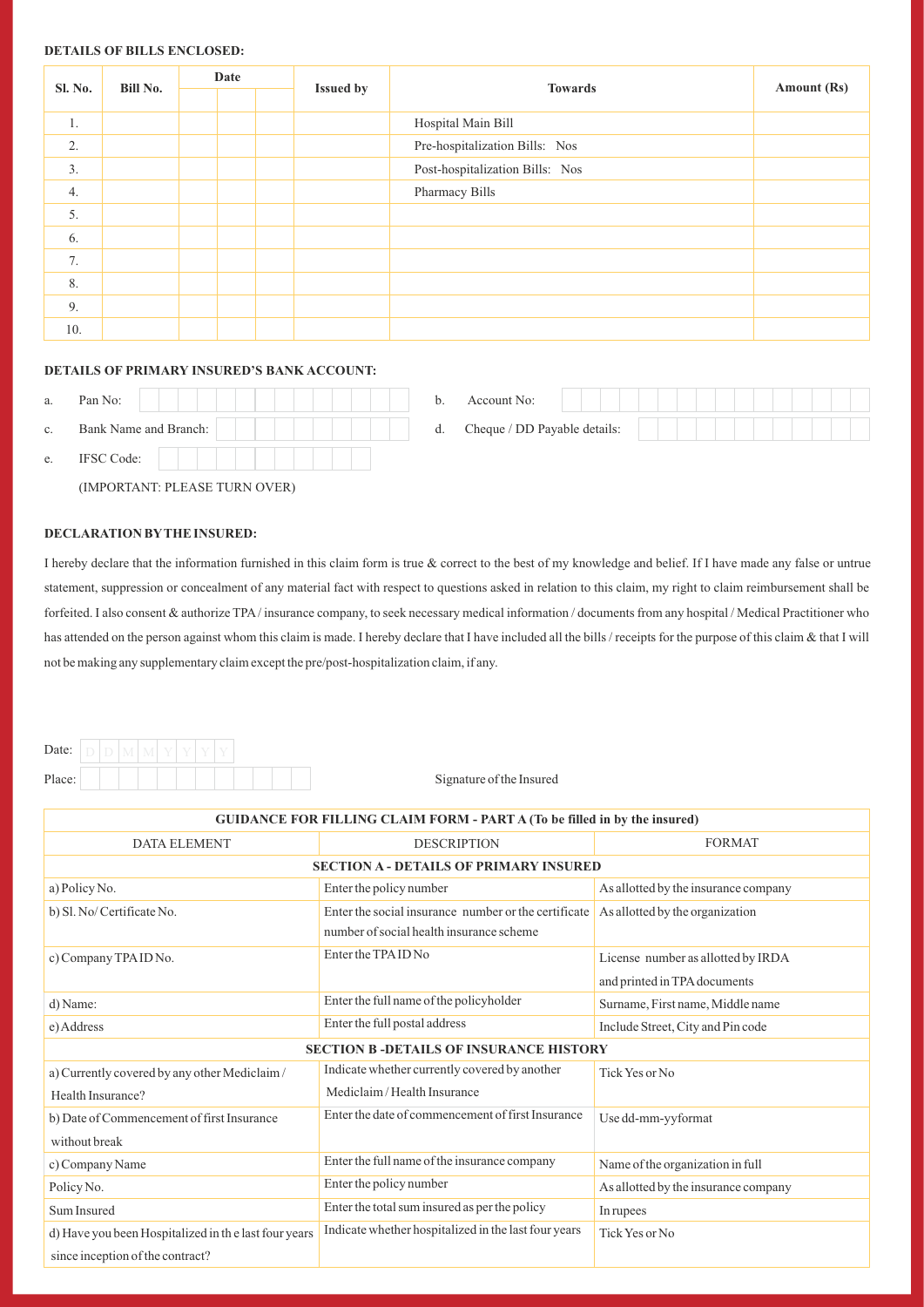**DETAILS OF BILLS ENCLOSED:**

| Sl. No. | Bill No. | Date | | | Issued by | Towards | Amount (Rs) |
|---|---|---|---|---|---|---|---|
| 1. | | | | | | Hospital Main Bill | |
| 2. | | | | | | Pre-hospitalization Bills: Nos | |
| 3. | | | | | | Post-hospitalization Bills: Nos | |
| 4. | | | | | | Pharmacy Bills | |
| 5. | | | | | | | |
| 6. | | | | | | | |
| 7. | | | | | | | |
| 8. | | | | | | | |
| 9. | | | | | | | |
| 10. | | | | | | | |

**DETAILS OF PRIMARY INSURED'S BANK ACCOUNT:**

a. Pan No:

b. Account No:

c. Bank Name and Branch:

d. Cheque / DD Payable details:

e. IFSC Code:

(IMPORTANT: PLEASE TURN OVER)

**DECLARATION BY THE INSURED:**

I hereby declare that the information furnished in this claim form is true & correct to the best of my knowledge and belief. If I have made any false or untrue statement, suppression or concealment of any material fact with respect to questions asked in relation to this claim, my right to claim reimbursement shall be forfeited. I also consent & authorize TPA / insurance company, to seek necessary medical information / documents from any hospital / Medical Practitioner who has attended on the person against whom this claim is made. I hereby declare that I have included all the bills / receipts for the purpose of this claim & that I will not be making any supplementary claim except the pre/post-hospitalization claim, if any.

Date: D D M M Y Y Y Y

Place:

Signature of the Insured

| GUIDANCE FOR FILLING CLAIM FORM - PART A (To be filled in by the insured) | | |
|---|---|---|
| DATA ELEMENT | DESCRIPTION | FORMAT |
| **SECTION A - DETAILS OF PRIMARY INSURED** | | |
| a) Policy No. | Enter the policy number | As allotted by the insurance company |
| b) Sl. No/ Certificate No. | Enter the social insurance number or the certificate number of social health insurance scheme | As allotted by the organization |
| c) Company TPA ID No. | Enter the TPA ID No | License number as allotted by IRDA and printed in TPA documents |
| d) Name: | Enter the full name of the policyholder | Surname, First name, Middle name |
| e) Address | Enter the full postal address | Include Street, City and Pin code |
| **SECTION B -DETAILS OF INSURANCE HISTORY** | | |
| a) Currently covered by any other Mediclaim / Health Insurance? | Indicate whether currently covered by another Mediclaim / Health Insurance | Tick Yes or No |
| b) Date of Commencement of first Insurance without break | Enter the date of commencement of first Insurance | Use dd-mm-yy format |
| c) Company Name | Enter the full name of the insurance company | Name of the organization in full |
| Policy No. | Enter the policy number | As allotted by the insurance company |
| Sum Insured | Enter the total sum insured as per the policy | In rupees |
| d) Have you been Hospitalized in the last four years since inception of the contract? | Indicate whether hospitalized in the last four years | Tick Yes or No |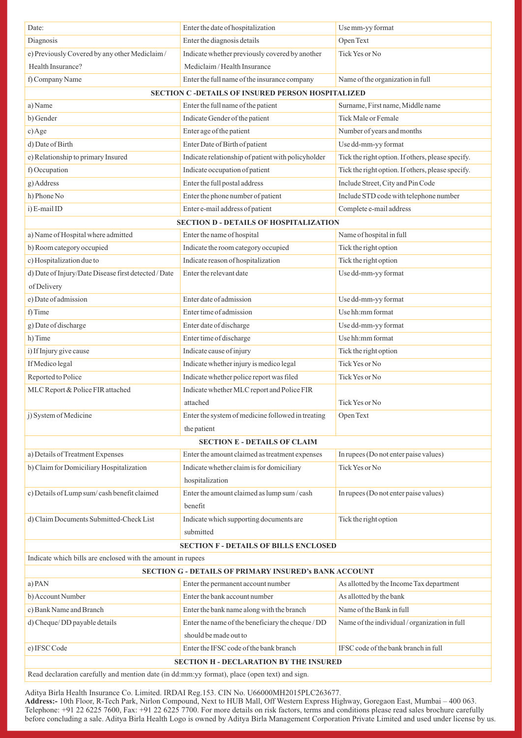| | | |
|---|---|---|
| Date: | Enter the date of hospitalization | Use mm-yy format |
| Diagnosis | Enter the diagnosis details | Open Text |
| e) Previously Covered by any other Mediclaim / Health Insurance? | Indicate whether previously covered by another Mediclaim / Health Insurance | Tick Yes or No |
| f) Company Name | Enter the full name of the insurance company | Name of the organization in full |
| **SECTION C -DETAILS OF INSURED PERSON HOSPITALIZED** | | |
| a) Name | Enter the full name of the patient | Surname, First name, Middle name |
| b) Gender | Indicate Gender of the patient | Tick Male or Female |
| c) Age | Enter age of the patient | Number of years and months |
| d) Date of Birth | Enter Date of Birth of patient | Use dd-mm-yy format |
| e) Relationship to primary Insured | Indicate relationship of patient with policyholder | Tick the right option. If others, please specify. |
| f) Occupation | Indicate occupation of patient | Tick the right option. If others, please specify. |
| g) Address | Enter the full postal address | Include Street, City and Pin Code |
| h) Phone No | Enter the phone number of patient | Include STD code with telephone number |
| i) E-mail ID | Enter e-mail address of patient | Complete e-mail address |
| **SECTION D - DETAILS OF HOSPITALIZATION** | | |
| a) Name of Hospital where admitted | Enter the name of hospital | Name of hospital in full |
| b) Room category occupied | Indicate the room category occupied | Tick the right option |
| c) Hospitalization due to | Indicate reason of hospitalization | Tick the right option |
| d) Date of Injury/Date Disease first detected / Date of Delivery | Enter the relevant date | Use dd-mm-yy format |
| e) Date of admission | Enter date of admission | Use dd-mm-yy format |
| f) Time | Enter time of admission | Use hh:mm format |
| g) Date of discharge | Enter date of discharge | Use dd-mm-yy format |
| h) Time | Enter time of discharge | Use hh:mm format |
| i) If Injury give cause | Indicate cause of injury | Tick the right option |
| If Medico legal | Indicate whether injury is medico legal | Tick Yes or No |
| Reported to Police | Indicate whether police report was filed | Tick Yes or No |
| MLC Report & Police FIR attached | Indicate whether MLC report and Police FIR attached | Tick Yes or No |
| j) System of Medicine | Enter the system of medicine followed in treating the patient | Open Text |
| **SECTION E - DETAILS OF CLAIM** | | |
| a) Details of Treatment Expenses | Enter the amount claimed as treatment expenses | In rupees (Do not enter paise values) |
| b) Claim for Domiciliary Hospitalization | Indicate whether claim is for domiciliary hospitalization | Tick Yes or No |
| c) Details of Lump sum/ cash benefit claimed | Enter the amount claimed as lump sum / cash benefit | In rupees (Do not enter paise values) |
| d) Claim Documents Submitted-Check List | Indicate which supporting documents are submitted | Tick the right option |
| **SECTION F - DETAILS OF BILLS ENCLOSED** | | |
| Indicate which bills are enclosed with the amount in rupees | | |
| **SECTION G - DETAILS OF PRIMARY INSURED's BANK ACCOUNT** | | |
| a) PAN | Enter the permanent account number | As allotted by the Income Tax department |
| b) Account Number | Enter the bank account number | As allotted by the bank |
| c) Bank Name and Branch | Enter the bank name along with the branch | Name of the Bank in full |
| d) Cheque/ DD payable details | Enter the name of the beneficiary the cheque / DD should be made out to | Name of the individual / organization in full |
| e) IFSC Code | Enter the IFSC code of the bank branch | IFSC code of the bank branch in full |
| **SECTION H - DECLARATION BY THE INSURED** | | |
| Read declaration carefully and mention date (in dd:mm:yy format), place (open text) and sign. | | |

Aditya Birla Health Insurance Co. Limited. IRDAI Reg.153. CIN No. U66000MH2015PLC263677.

**Address:-** 10th Floor, R-Tech Park, Nirlon Compound, Next to HUB Mall, Off Western Express Highway, Goregaon East, Mumbai – 400 063. Telephone: +91 22 6225 7600, Fax: +91 22 6225 7700. For more details on risk factors, terms and conditions please read sales brochure carefully before concluding a sale. Aditya Birla Health Logo is owned by Aditya Birla Management Corporation Private Limited and used under license by us.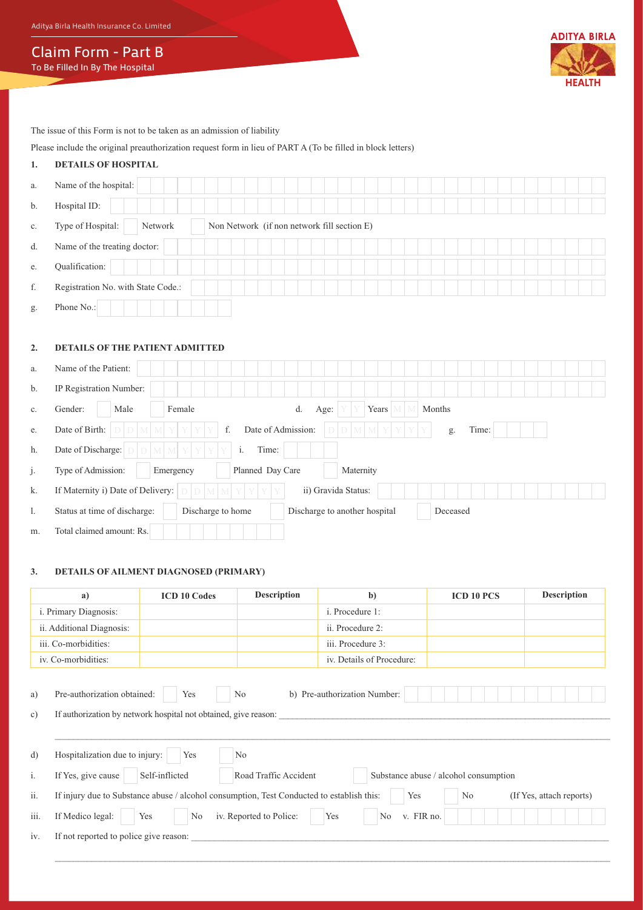Aditya Birla Health Insurance Co. Limited

# Claim Form - Part B

To Be Filled In By The Hospital

ADITYA BIRLA HEALTH

The issue of this Form is not to be taken as an admission of liability

Please include the original preauthorization request form in lieu of PART A (To be filled in block letters)

## 1. DETAILS OF HOSPITAL

a. Name of the hospital:

b. Hospital ID:

c. Type of Hospital: ☐ Network ☐ Non Network (if non network fill section E)

d. Name of the treating doctor:

e. Qualification:

f. Registration No. with State Code.:

g. Phone No.:

## 2. DETAILS OF THE PATIENT ADMITTED

a. Name of the Patient:

b. IP Registration Number:

c. Gender: ☐ Male ☐ Female d. Age: Y Y Years M M Months

e. Date of Birth: D D M M Y Y Y Y f. Date of Admission: D D M M Y Y Y Y g. Time:

h. Date of Discharge: D D M M Y Y Y Y i. Time:

j. Type of Admission: ☐ Emergency ☐ Planned Day Care ☐ Maternity

k. If Maternity i) Date of Delivery: D D M M Y Y Y Y ii) Gravida Status:

l. Status at time of discharge: ☐ Discharge to home ☐ Discharge to another hospital ☐ Deceased

m. Total claimed amount: Rs.

## 3. DETAILS OF AILMENT DIAGNOSED (PRIMARY)

| a) | ICD 10 Codes | Description | b) | ICD 10 PCS | Description |
|---|---|---|---|---|---|
| i. Primary Diagnosis: | | | i. Procedure 1: | | |
| ii. Additional Diagnosis: | | | ii. Procedure 2: | | |
| iii. Co-morbidities: | | | iii. Procedure 3: | | |
| iv. Co-morbidities: | | | iv. Details of Procedure: | | |

a) Pre-authorization obtained: ☐ Yes ☐ No b) Pre-authorization Number:

c) If authorization by network hospital not obtained, give reason: ______________________________

______________________________

d) Hospitalization due to injury: ☐ Yes ☐ No

i. If Yes, give cause ☐ Self-inflicted ☐ Road Traffic Accident ☐ Substance abuse / alcohol consumption

ii. If injury due to Substance abuse / alcohol consumption, Test Conducted to establish this: ☐ Yes ☐ No (If Yes, attach reports)

iii. If Medico legal: ☐ Yes ☐ No iv. Reported to Police: ☐ Yes ☐ No v. FIR no.

iv. If not reported to police give reason: ______________________________

______________________________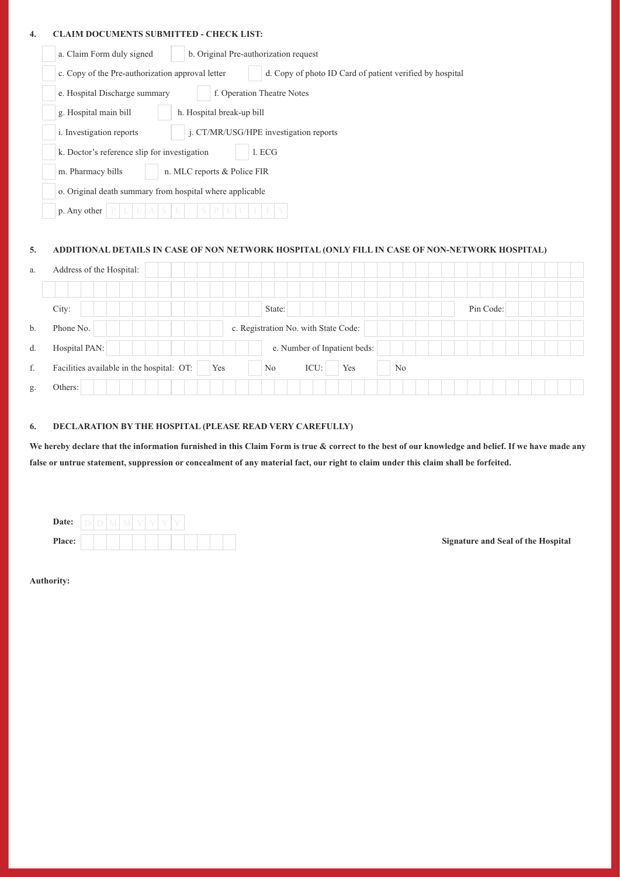## 4. CLAIM DOCUMENTS SUBMITTED - CHECK LIST:

- ☐ a. Claim Form duly signed
- ☐ b. Original Pre-authorization request
- ☐ c. Copy of the Pre-authorization approval letter
- ☐ d. Copy of photo ID Card of patient verified by hospital
- ☐ e. Hospital Discharge summary
- ☐ f. Operation Theatre Notes
- ☐ g. Hospital main bill
- ☐ h. Hospital break-up bill
- ☐ i. Investigation reports
- ☐ j. CT/MR/USG/HPE investigation reports
- ☐ k. Doctor's reference slip for investigation
- ☐ l. ECG
- ☐ m. Pharmacy bills
- ☐ n. MLC reports & Police FIR
- ☐ o. Original death summary from hospital where applicable
- ☐ p. Any other PLEASE SPECIFY

## 5. ADDITIONAL DETAILS IN CASE OF NON NETWORK HOSPITAL (ONLY FILL IN CASE OF NON-NETWORK HOSPITAL)

a. Address of the Hospital:

City: State: Pin Code:

b. Phone No. c. Registration No. with State Code:

d. Hospital PAN: e. Number of Inpatient beds:

f. Facilities available in the hospital: OT: ☐ Yes ☐ No ICU: ☐ Yes ☐ No

g. Others:

## 6. DECLARATION BY THE HOSPITAL (PLEASE READ VERY CAREFULLY)

**We hereby declare that the information furnished in this Claim Form is true & correct to the best of our knowledge and belief. If we have made any false or untrue statement, suppression or concealment of any material fact, our right to claim under this claim shall be forfeited.**

**Date:** DDMMYYYY

**Place:**

**Signature and Seal of the Hospital**

**Authority:**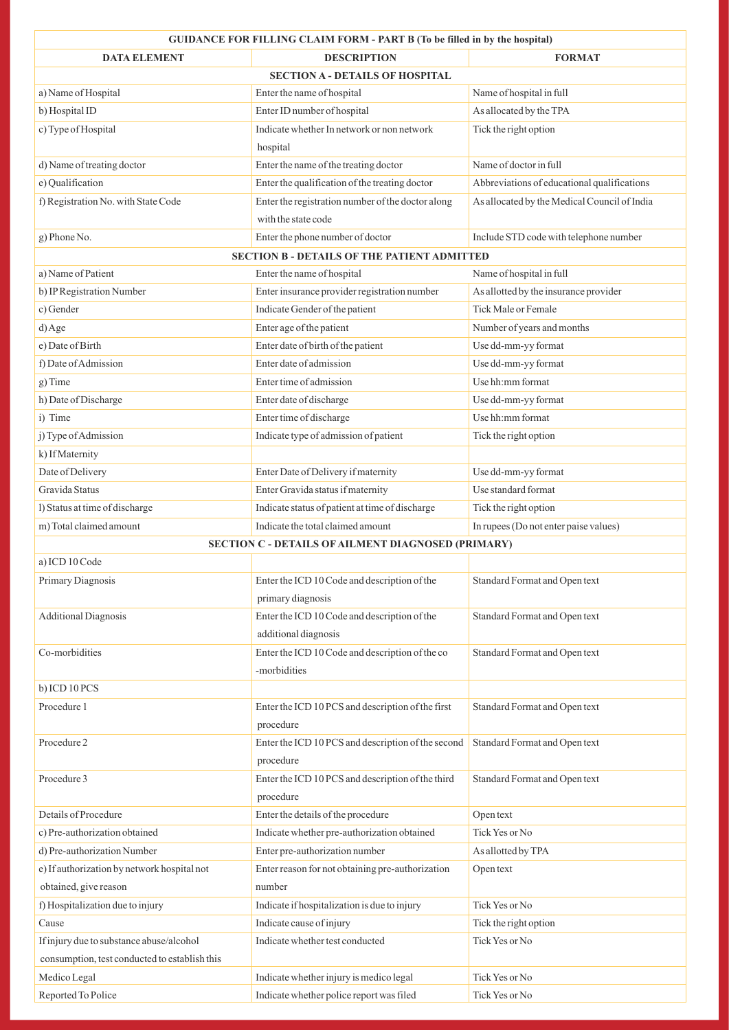| GUIDANCE FOR FILLING CLAIM FORM - PART B (To be filled in by the hospital) | | |
|---|---|---|
| **DATA ELEMENT** | **DESCRIPTION** | **FORMAT** |
| **SECTION A - DETAILS OF HOSPITAL** | | |
| a) Name of Hospital | Enter the name of hospital | Name of hospital in full |
| b) Hospital ID | Enter ID number of hospital | As allocated by the TPA |
| c) Type of Hospital | Indicate whether In network or non network hospital | Tick the right option |
| d) Name of treating doctor | Enter the name of the treating doctor | Name of doctor in full |
| e) Qualification | Enter the qualification of the treating doctor | Abbreviations of educational qualifications |
| f) Registration No. with State Code | Enter the registration number of the doctor along with the state code | As allocated by the Medical Council of India |
| g) Phone No. | Enter the phone number of doctor | Include STD code with telephone number |
| **SECTION B - DETAILS OF THE PATIENT ADMITTED** | | |
| a) Name of Patient | Enter the name of hospital | Name of hospital in full |
| b) IP Registration Number | Enter insurance provider registration number | As allotted by the insurance provider |
| c) Gender | Indicate Gender of the patient | Tick Male or Female |
| d) Age | Enter age of the patient | Number of years and months |
| e) Date of Birth | Enter date of birth of the patient | Use dd-mm-yy format |
| f) Date of Admission | Enter date of admission | Use dd-mm-yy format |
| g) Time | Enter time of admission | Use hh:mm format |
| h) Date of Discharge | Enter date of discharge | Use dd-mm-yy format |
| i) Time | Enter time of discharge | Use hh:mm format |
| j) Type of Admission | Indicate type of admission of patient | Tick the right option |
| k) If Maternity | | |
| Date of Delivery | Enter Date of Delivery if maternity | Use dd-mm-yy format |
| Gravida Status | Enter Gravida status if maternity | Use standard format |
| l) Status at time of discharge | Indicate status of patient at time of discharge | Tick the right option |
| m) Total claimed amount | Indicate the total claimed amount | In rupees (Do not enter paise values) |
| **SECTION C - DETAILS OF AILMENT DIAGNOSED (PRIMARY)** | | |
| a) ICD 10 Code | | |
| Primary Diagnosis | Enter the ICD 10 Code and description of the primary diagnosis | Standard Format and Open text |
| Additional Diagnosis | Enter the ICD 10 Code and description of the additional diagnosis | Standard Format and Open text |
| Co-morbidities | Enter the ICD 10 Code and description of the co -morbidities | Standard Format and Open text |
| b) ICD 10 PCS | | |
| Procedure 1 | Enter the ICD 10 PCS and description of the first procedure | Standard Format and Open text |
| Procedure 2 | Enter the ICD 10 PCS and description of the second procedure | Standard Format and Open text |
| Procedure 3 | Enter the ICD 10 PCS and description of the third procedure | Standard Format and Open text |
| Details of Procedure | Enter the details of the procedure | Open text |
| c) Pre-authorization obtained | Indicate whether pre-authorization obtained | Tick Yes or No |
| d) Pre-authorization Number | Enter pre-authorization number | As allotted by TPA |
| e) If authorization by network hospital not obtained, give reason | Enter reason for not obtaining pre-authorization number | Open text |
| f) Hospitalization due to injury | Indicate if hospitalization is due to injury | Tick Yes or No |
| Cause | Indicate cause of injury | Tick the right option |
| If injury due to substance abuse/alcohol consumption, test conducted to establish this | Indicate whether test conducted | Tick Yes or No |
| Medico Legal | Indicate whether injury is medico legal | Tick Yes or No |
| Reported To Police | Indicate whether police report was filed | Tick Yes or No |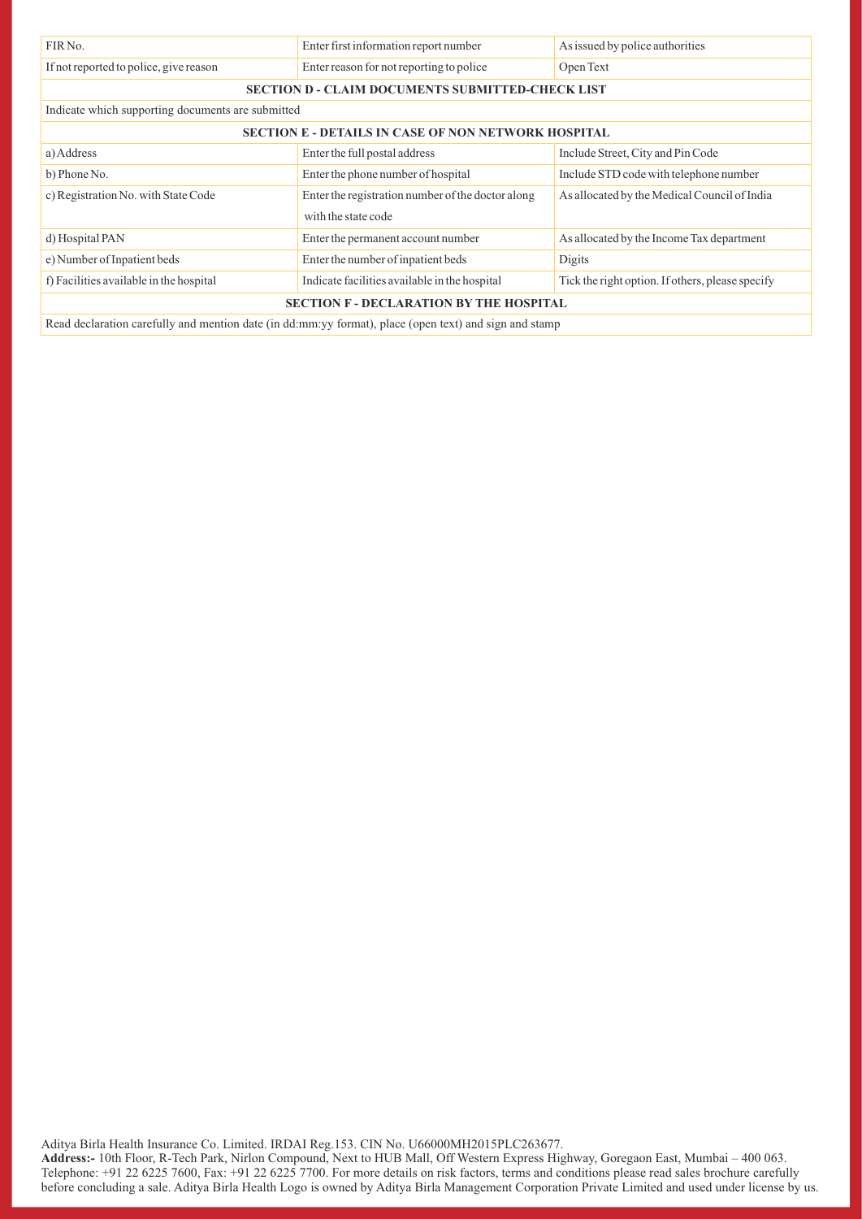| | | |
|---|---|---|
| FIR No. | Enter first information report number | As issued by police authorities |
| If not reported to police, give reason | Enter reason for not reporting to police | Open Text |
| **SECTION D - CLAIM DOCUMENTS SUBMITTED-CHECK LIST** | | |
| Indicate which supporting documents are submitted | | |
| **SECTION E - DETAILS IN CASE OF NON NETWORK HOSPITAL** | | |
| a) Address | Enter the full postal address | Include Street, City and Pin Code |
| b) Phone No. | Enter the phone number of hospital | Include STD code with telephone number |
| c) Registration No. with State Code | Enter the registration number of the doctor along with the state code | As allocated by the Medical Council of India |
| d) Hospital PAN | Enter the permanent account number | As allocated by the Income Tax department |
| e) Number of Inpatient beds | Enter the number of inpatient beds | Digits |
| f) Facilities available in the hospital | Indicate facilities available in the hospital | Tick the right option. If others, please specify |
| **SECTION F - DECLARATION BY THE HOSPITAL** | | |
| Read declaration carefully and mention date (in dd:mm:yy format), place (open text) and sign and stamp | | |

Aditya Birla Health Insurance Co. Limited. IRDAI Reg.153. CIN No. U66000MH2015PLC263677.
**Address:-** 10th Floor, R-Tech Park, Nirlon Compound, Next to HUB Mall, Off Western Express Highway, Goregaon East, Mumbai – 400 063. Telephone: +91 22 6225 7600, Fax: +91 22 6225 7700. For more details on risk factors, terms and conditions please read sales brochure carefully before concluding a sale. Aditya Birla Health Logo is owned by Aditya Birla Management Corporation Private Limited and used under license by us.